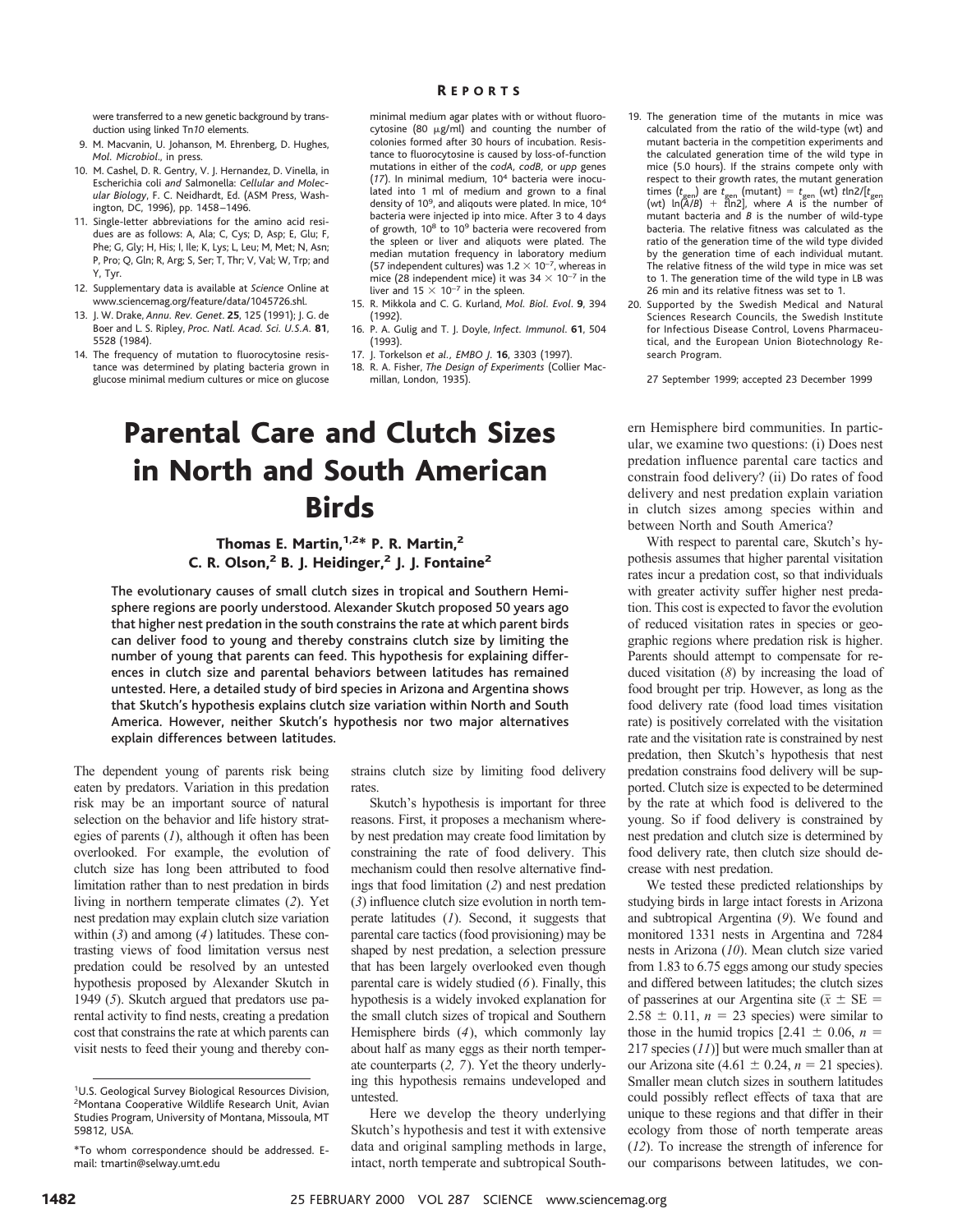were transferred to a new genetic background by transduction using linked Tn*10* elements.

9. M. Macvanin, U. Johanson, M. Ehrenberg, D. Hughes, *Mol. Microbiol.*, in press.
10. M. Cashel, D. R. Gentry, V. J. Hernandez, D. Vinella, in Escherichia coli *and* Salmonella: *Cellular and Molecular Biology*, F. C. Neidhardt, Ed. (ASM Press, Washington, DC, 1996), pp. 1458–1496.
11. Single-letter abbreviations for the amino acid residues are as follows: A, Ala; C, Cys; D, Asp; E, Glu; F, Phe; G, Gly; H, His; I, Ile; K, Lys; L, Leu; M, Met; N, Asn; P, Pro; Q, Gln; R, Arg; S, Ser; T, Thr; V, Val; W, Trp; and Y, Tyr.
12. Supplementary data is available at *Science* Online at www.sciencemag.org/feature/data/1045726.shl.
13. J. W. Drake, *Annu. Rev. Genet.* **25**, 125 (1991); J. G. de Boer and L. S. Ripley, *Proc. Natl. Acad. Sci. U.S.A.* **81**, 5528 (1984).
14. The frequency of mutation to fluorocytosine resistance was determined by plating bacteria grown in glucose minimal medium cultures or mice on glucose minimal medium agar plates with or without fluorocytosine (80 μg/ml) and counting the number of colonies formed after 30 hours of incubation. Resistance to fluorocytosine is caused by loss-of-function mutations in either of the *codA*, *codB*, or *upp* genes (*17*). In minimal medium, $10^4$ bacteria were inoculated into 1 ml of medium and grown to a final density of $10^9$, and aliqouts were plated. In mice, $10^4$ bacteria were injected ip into mice. After 3 to 4 days of growth, $10^8$ to $10^9$ bacteria were recovered from the spleen or liver and aliquots were plated. The median mutation frequency in laboratory medium (57 independent cultures) was $1.2 \times 10^{-7}$, whereas in mice (28 independent mice) it was $34 \times 10^{-7}$ in the liver and $15 \times 10^{-7}$ in the spleen.
15. R. Mikkola and C. G. Kurland, *Mol. Biol. Evol.* **9**, 394 (1992).
16. P. A. Gulig and T. J. Doyle, *Infect. Immunol.* **61**, 504 (1993).
17. J. Torkelson *et al.*, *EMBO J.* **16**, 3303 (1997).
18. R. A. Fisher, *The Design of Experiments* (Collier Macmillan, London, 1935).
19. The generation time of the mutants in mice was calculated from the ratio of the wild-type (wt) and mutant bacteria in the competition experiments and the calculated generation time of the wild type in mice (5.0 hours). If the strains compete only with respect to their growth rates, the mutant generation times ($t_{gen}$) are $t_{gen}$ (mutant) = $t_{gen}$ (wt) $t\ln2/[t_{gen}$ (wt) $\ln(A/B) + t\ln2]$, where $A$ is the number of mutant bacteria and $B$ is the number of wild-type bacteria. The relative fitness was calculated as the ratio of the generation time of the wild type divided by the generation time of each individual mutant. The relative fitness of the wild type in mice was set to 1. The generation time of the wild type in LB was 26 min and its relative fitness was set to 1.
20. Supported by the Swedish Medical and Natural Sciences Research Councils, the Swedish Institute for Infectious Disease Control, Lovens Pharmaceutical, and the European Union Biotechnology Research Program.

27 September 1999; accepted 23 December 1999

# Parental Care and Clutch Sizes in North and South American Birds

**Thomas E. Martin,[1,2]* P. R. Martin,[2] C. R. Olson,[2] B. J. Heidinger,[2] J. J. Fontaine[2]**

**The evolutionary causes of small clutch sizes in tropical and Southern Hemisphere regions are poorly understood. Alexander Skutch proposed 50 years ago that higher nest predation in the south constrains the rate at which parent birds can deliver food to young and thereby constrains clutch size by limiting the number of young that parents can feed. This hypothesis for explaining differences in clutch size and parental behaviors between latitudes has remained untested. Here, a detailed study of bird species in Arizona and Argentina shows that Skutch's hypothesis explains clutch size variation within North and South America. However, neither Skutch's hypothesis nor two major alternatives explain differences between latitudes.**

The dependent young of parents risk being eaten by predators. Variation in this predation risk may be an important source of natural selection on the behavior and life history strategies of parents (*1*), although it often has been overlooked. For example, the evolution of clutch size has long been attributed to food limitation rather than to nest predation in birds living in northern temperate climates (*2*). Yet nest predation may explain clutch size variation within (*3*) and among (*4*) latitudes. These contrasting views of food limitation versus nest predation could be resolved by an untested hypothesis proposed by Alexander Skutch in 1949 (*5*). Skutch argued that predators use parental activity to find nests, creating a predation cost that constrains the rate at which parents can visit nests to feed their young and thereby constrains clutch size by limiting food delivery rates.

Skutch's hypothesis is important for three reasons. First, it proposes a mechanism whereby nest predation may create food limitation by constraining the rate of food delivery. This mechanism could then resolve alternative findings that food limitation (*2*) and nest predation (*3*) influence clutch size evolution in north temperate latitudes (*1*). Second, it suggests that parental care tactics (food provisioning) may be shaped by nest predation, a selection pressure that has been largely overlooked even though parental care is widely studied (*6*). Finally, this hypothesis is a widely invoked explanation for the small clutch sizes of tropical and Southern Hemisphere birds (*4*), which commonly lay about half as many eggs as their north temperate counterparts (*2, 7*). Yet the theory underlying this hypothesis remains undeveloped and untested.

Here we develop the theory underlying Skutch's hypothesis and test it with extensive data and original sampling methods in large, intact, north temperate and subtropical Southern Hemisphere bird communities. In particular, we examine two questions: (i) Does nest predation influence parental care tactics and constrain food delivery? (ii) Do rates of food delivery and nest predation explain variation in clutch sizes among species within and between North and South America?

With respect to parental care, Skutch's hypothesis assumes that higher parental visitation rates incur a predation cost, so that individuals with greater activity suffer higher nest predation. This cost is expected to favor the evolution of reduced visitation rates in species or geographic regions where predation risk is higher. Parents should attempt to compensate for reduced visitation (*8*) by increasing the load of food brought per trip. However, as long as the food delivery rate (food load times visitation rate) is positively correlated with the visitation rate and the visitation rate is constrained by nest predation, then Skutch's hypothesis that nest predation constrains food delivery will be supported. Clutch size is expected to be determined by the rate at which food is delivered to the young. So if food delivery is constrained by nest predation and clutch size is determined by food delivery rate, then clutch size should decrease with nest predation.

We tested these predicted relationships by studying birds in large intact forests in Arizona and subtropical Argentina (*9*). We found and monitored 1331 nests in Argentina and 7284 nests in Arizona (*10*). Mean clutch size varied from 1.83 to 6.75 eggs among our study species and differed between latitudes; the clutch sizes of passerines at our Argentina site ($\bar{x} \pm$ SE = 2.58 ± 0.11, $n$ = 23 species) were similar to those in the humid tropics [2.41 ± 0.06, $n$ = 217 species (*11*)] but were much smaller than at our Arizona site (4.61 ± 0.24, $n$ = 21 species). Smaller mean clutch sizes in southern latitudes could possibly reflect effects of taxa that are unique to these regions and that differ in their ecology from those of north temperate areas (*12*). To increase the strength of inference for our comparisons between latitudes, we con-

---

[1]U.S. Geological Survey Biological Resources Division, [2]Montana Cooperative Wildlife Research Unit, Avian Studies Program, University of Montana, Missoula, MT 59812, USA.

*To whom correspondence should be addressed. E-mail: tmartin@selway.umt.edu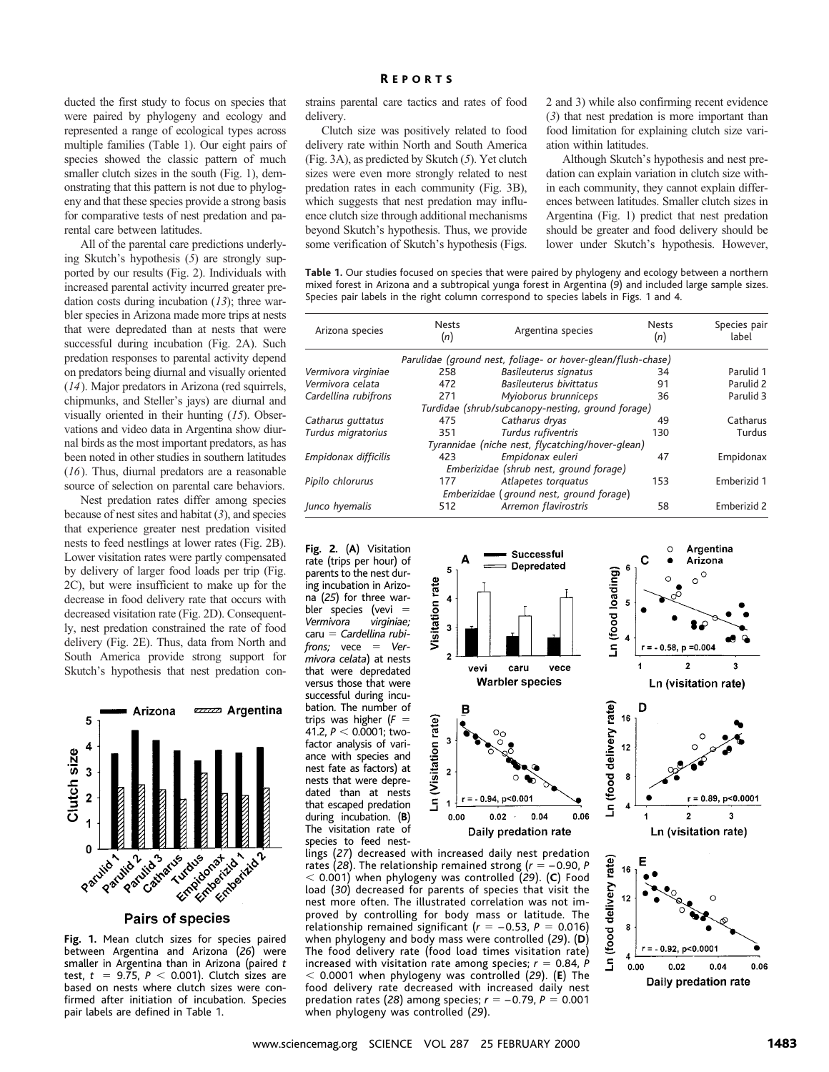ducted the first study to focus on species that were paired by phylogeny and ecology and represented a range of ecological types across multiple families (Table 1). Our eight pairs of species showed the classic pattern of much smaller clutch sizes in the south (Fig. 1), demonstrating that this pattern is not due to phylogeny and that these species provide a strong basis for comparative tests of nest predation and parental care between latitudes.

All of the parental care predictions underlying Skutch's hypothesis (*5*) are strongly supported by our results (Fig. 2). Individuals with increased parental activity incurred greater predation costs during incubation (*13*); three warbler species in Arizona made more trips at nests that were depredated than at nests that were successful during incubation (Fig. 2A). Such predation responses to parental activity depend on predators being diurnal and visually oriented (*14*). Major predators in Arizona (red squirrels, chipmunks, and Steller's jays) are diurnal and visually oriented in their hunting (*15*). Observations and video data in Argentina show diurnal birds as the most important predators, as has been noted in other studies in southern latitudes (*16*). Thus, diurnal predators are a reasonable source of selection on parental care behaviors.

Nest predation rates differ among species because of nest sites and habitat (*3*), and species that experience greater nest predation visited nests to feed nestlings at lower rates (Fig. 2B). Lower visitation rates were partly compensated by delivery of larger food loads per trip (Fig. 2C), but were insufficient to make up for the decrease in food delivery rate that occurs with decreased visitation rate (Fig. 2D). Consequently, nest predation constrained the rate of food delivery (Fig. 2E). Thus, data from North and South America provide strong support for Skutch's hypothesis that nest predation constrains parental care tactics and rates of food delivery.

Clutch size was positively related to food delivery rate within North and South America (Fig. 3A), as predicted by Skutch (*5*). Yet clutch sizes were even more strongly related to nest predation rates in each community (Fig. 3B), which suggests that nest predation may influence clutch size through additional mechanisms beyond Skutch's hypothesis. Thus, we provide some verification of Skutch's hypothesis (Figs. 2 and 3) while also confirming recent evidence (*3*) that nest predation is more important than food limitation for explaining clutch size variation within latitudes.

Although Skutch's hypothesis and nest predation can explain variation in clutch size within each community, they cannot explain differences between latitudes. Smaller clutch sizes in Argentina (Fig. 1) predict that nest predation should be greater and food delivery should be lower under Skutch's hypothesis. However,

**Table 1.** Our studies focused on species that were paired by phylogeny and ecology between a northern mixed forest in Arizona and a subtropical yunga forest in Argentina (*9*) and included large sample sizes. Species pair labels in the right column correspond to species labels in Figs. 1 and 4.

| Arizona species | Nests (*n*) | Argentina species | Nests (*n*) | Species pair label |
|---|---|---|---|---|
| *Parulidae (ground nest, foliage- or hover-glean/flush-chase)* | | | | |
| *Vermivora virginiae* | 258 | *Basileuterus signatus* | 34 | Parulid 1 |
| *Vermivora celata* | 472 | *Basileuterus bivittatus* | 91 | Parulid 2 |
| *Cardellina rubifrons* | 271 | *Myioborus brunniceps* | 36 | Parulid 3 |
| *Turdidae (shrub/subcanopy-nesting, ground forage)* | | | | |
| *Catharus guttatus* | 475 | *Catharus dryas* | 49 | Catharus |
| *Turdus migratorius* | 351 | *Turdus rufiventris* | 130 | Turdus |
| *Tyrannidae (niche nest, flycatching/hover-glean)* | | | | |
| *Empidonax difficilis* | 423 | *Empidonax euleri* | 47 | Empidonax |
| *Emberizidae (shrub nest, ground forage)* | | | | |
| *Pipilo chlorurus* | 177 | *Atlapetes torquatus* | 153 | Emberizid 1 |
| *Emberizidae (ground nest, ground forage)* | | | | |
| *Junco hyemalis* | 512 | *Arremon flavirostris* | 58 | Emberizid 2 |

**Fig. 1.** Mean clutch sizes for species paired between Argentina and Arizona (*26*) were smaller in Argentina than in Arizona (paired *t* test, $t = 9.75$, $P < 0.001$). Clutch sizes are based on nests where clutch sizes were confirmed after initiation of incubation. Species pair labels are defined in Table 1.

**Fig. 2.** (**A**) Visitation rate (trips per hour) of parents to the nest during incubation in Arizona (*25*) for three warbler species (vevi = *Vermivora virginiae;* caru = *Cardellina rubifrons;* vece = *Vermivora celata*) at nests that were depredated versus those that were successful during incubation. The number of trips was higher ($F = 41.2$, $P < 0.0001$; two-factor analysis of variance with species and nest fate as factors) at nests that were depredated than at nests that escaped predation during incubation. (**B**) The visitation rate of species to feed nestlings (*27*) decreased with increased daily nest predation rates (*28*). The relationship remained strong ($r = -0.90$, $P < 0.001$) when phylogeny was controlled (*29*). (**C**) Food load (*30*) decreased for parents of species that visit the nest more often. The illustrated correlation was not improved by controlling for body mass or latitude. The relationship remained significant ($r = -0.53$, $P = 0.016$) when phylogeny and body mass were controlled (*29*). (**D**) The food delivery rate (food load times visitation rate) increased with visitation rate among species; $r = 0.84$, $P < 0.0001$ when phylogeny was controlled (*29*). (**E**) The food delivery rate decreased with increased daily nest predation rates (*28*) among species; $r = -0.79$, $P = 0.001$ when phylogeny was controlled (*29*).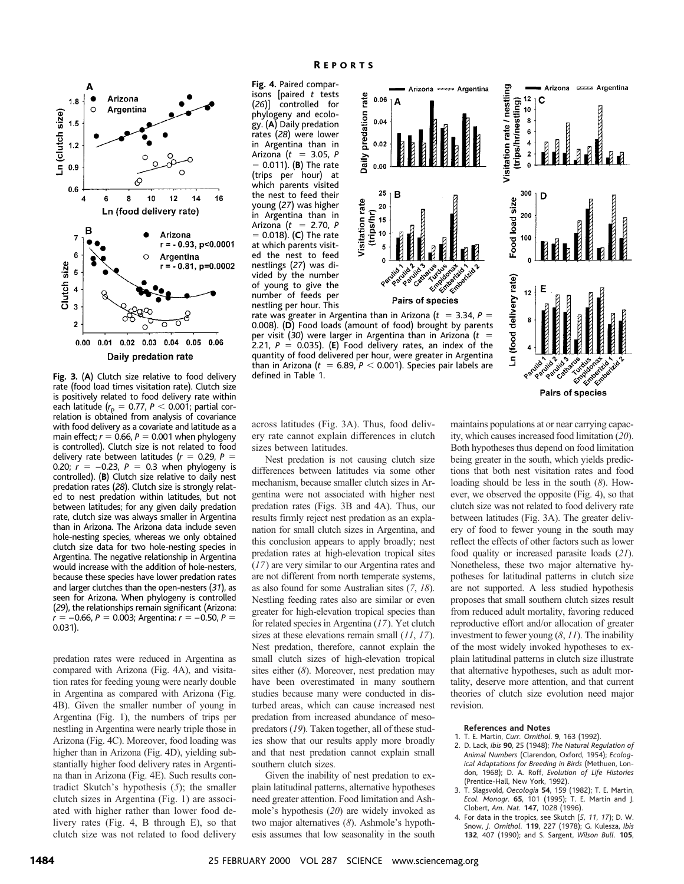**Fig. 3.** (**A**) Clutch size relative to food delivery rate (food load times visitation rate). Clutch size is positively related to food delivery rate within each latitude ($r_p = 0.77$, $P < 0.001$; partial correlation is obtained from analysis of covariance with food delivery as a covariate and latitude as a main effect; $r = 0.66$, $P = 0.001$ when phylogeny is controlled). Clutch size is not related to food delivery rate between latitudes ($r = 0.29$, $P = 0.20$; $r = -0.23$, $P = 0.3$ when phylogeny is controlled). (**B**) Clutch size relative to daily nest predation rates (*28*). Clutch size is strongly related to nest predation within latitudes, but not between latitudes; for any given daily predation rate, clutch size was always smaller in Argentina than in Arizona. The Arizona data include seven hole-nesting species, whereas we only obtained clutch size data for two hole-nesting species in Argentina. The negative relationship in Argentina would increase with the addition of hole-nesters, because these species have lower predation rates and larger clutches than the open-nesters (*31*), as seen for Arizona. When phylogeny is controlled (*29*), the relationships remain significant (Arizona: $r = -0.66$, $P = 0.003$; Argentina: $r = -0.50$, $P = 0.031$).

**Fig. 4.** Paired comparisons [paired *t* tests (*26*)] controlled for phylogeny and ecology. (**A**) Daily predation rates (*28*) were lower in Argentina than in Arizona ($t = 3.05$, $P = 0.011$). (**B**) The rate (trips per hour) at which parents visited the nest to feed their young (*27*) was higher in Argentina than in Arizona ($t = 2.70$, $P = 0.018$). (**C**) The rate at which parents visited the nest to feed nestlings (*27*) was divided by the number of young to give the number of feeds per nestling per hour. This rate was greater in Argentina than in Arizona ($t = 3.34$, $P = 0.008$). (**D**) Food loads (amount of food) brought by parents per visit (*30*) were larger in Argentina than in Arizona ($t = 2.21$, $P = 0.035$). (**E**) Food delivery rates, an index of the quantity of food delivered per hour, were greater in Argentina than in Arizona ($t = 6.89$, $P < 0.001$). Species pair labels are defined in Table 1.

predation rates were reduced in Argentina as compared with Arizona (Fig. 4A), and visitation rates for feeding young were nearly double in Argentina as compared with Arizona (Fig. 4B). Given the smaller number of young in Argentina (Fig. 1), the numbers of trips per nestling in Argentina were nearly triple those in Arizona (Fig. 4C). Moreover, food loading was higher than in Arizona (Fig. 4D), yielding substantially higher food delivery rates in Argentina than in Arizona (Fig. 4E). Such results contradict Skutch's hypothesis (*5*); the smaller clutch sizes in Argentina (Fig. 1) are associated with higher rather than lower food delivery rates (Fig. 4, B through E), so that clutch size was not related to food delivery across latitudes (Fig. 3A). Thus, food delivery rate cannot explain differences in clutch sizes between latitudes.

Nest predation is not causing clutch size differences between latitudes via some other mechanism, because smaller clutch sizes in Argentina were not associated with higher nest predation rates (Figs. 3B and 4A). Thus, our results firmly reject nest predation as an explanation for small clutch sizes in Argentina, and this conclusion appears to apply broadly; nest predation rates at high-elevation tropical sites (*17*) are very similar to our Argentina rates and are not different from north temperate systems, as also found for some Australian sites (*7*, *18*). Nestling feeding rates also are similar or even greater for high-elevation tropical species than for related species in Argentina (*17*). Yet clutch sizes at these elevations remain small (*11*, *17*). Nest predation, therefore, cannot explain the small clutch sizes of high-elevation tropical sites either (*8*). Moreover, nest predation may have been overestimated in many southern studies because many were conducted in disturbed areas, which can cause increased nest predation from increased abundance of mesopredators (*19*). Taken together, all of these studies show that our results apply more broadly and that nest predation cannot explain small southern clutch sizes.

Given the inability of nest predation to explain latitudinal patterns, alternative hypotheses need greater attention. Food limitation and Ashmole's hypothesis (*20*) are widely invoked as two major alternatives (*8*). Ashmole's hypothesis assumes that low seasonality in the south maintains populations at or near carrying capacity, which causes increased food limitation (*20*). Both hypotheses thus depend on food limitation being greater in the south, which yields predictions that both nest visitation rates and food loading should be less in the south (*8*). However, we observed the opposite (Fig. 4), so that clutch size was not related to food delivery rate between latitudes (Fig. 3A). The greater delivery of food to fewer young in the south may reflect the effects of other factors such as lower food quality or increased parasite loads (*21*). Nonetheless, these two major alternative hypotheses for latitudinal patterns in clutch size are not supported. A less studied hypothesis proposes that small southern clutch sizes result from reduced adult mortality, favoring reduced reproductive effort and/or allocation of greater investment to fewer young (*8*, *11*). The inability of the most widely invoked hypotheses to explain latitudinal patterns in clutch size illustrate that alternative hypotheses, such as adult mortality, deserve more attention, and that current theories of clutch size evolution need major revision.

#### References and Notes

1. T. E. Martin, *Curr. Ornithol.* **9**, 163 (1992).
2. D. Lack, *Ibis* **90**, 25 (1948); *The Natural Regulation of Animal Numbers* (Clarendon, Oxford, 1954); *Ecological Adaptations for Breeding in Birds* (Methuen, London, 1968); D. A. Roff, *Evolution of Life Histories* (Prentice-Hall, New York, 1992).
3. T. Slagsvold, *Oecologia* **54**, 159 (1982); T. E. Martin, *Ecol. Monogr.* **65**, 101 (1995); T. E. Martin and J. Clobert, *Am. Nat.* **147**, 1028 (1996).
4. For data in the tropics, see Skutch (*5*, *11*, *17*); D. W. Snow, *J. Ornithol.* **119**, 227 (1978); G. Kulesza, *Ibis* **132**, 407 (1990); and S. Sargent, *Wilson Bull.* **105**,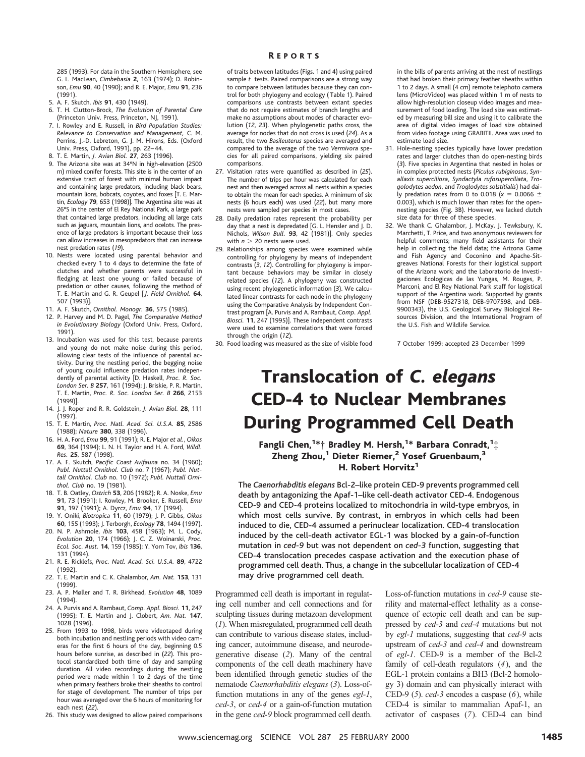285 (1993). For data in the Southern Hemisphere, see G. L. MacLean, *Cimbebasia* **2**, 163 (1974); D. Robinson, *Emu* **90**, 40 (1990); and R. E. Major, *Emu* **91**, 236 (1991).
5. A. F. Skutch, *Ibis* **91**, 430 (1949).
6. T. H. Clutton-Brock, *The Evolution of Parental Care* (Princeton Univ. Press, Princeton, NJ, 1991).
7. I. Rowley and E. Russell, in *Bird Population Studies: Relevance to Conservation and Management*, C. M. Perrins, J.-D. Lebreton, G. J. M. Hirons, Eds. (Oxford Univ. Press, Oxford, 1991), pp. 22–44.
8. T. E. Martin, *J. Avian Biol.* **27**, 263 (1996).
9. The Arizona site was at 34°N in high-elevation (2500 m) mixed conifer forests. This site is in the center of an extensive tract of forest with minimal human impact and containing large predators, including black bears, mountain lions, bobcats, coyotes, and foxes [T. E. Martin, *Ecology* **79**, 653 (1998)]. The Argentina site was at 26°S in the center of El Rey National Park, a large park that contained large predators, including all large cats such as jaguars, mountain lions, and ocelots. The presence of large predators is important because their loss can allow increases in mesopredators that can increase nest predation rates (*19*).
10. Nests were located using parental behavior and checked every 1 to 4 days to determine the fate of clutches and whether parents were successful in fledging at least one young or failed because of predation or other causes, following the method of T. E. Martin and G. R. Geupel [*J. Field Ornithol.* **64**, 507 (1993)].
11. A. F. Skutch, *Ornithol. Monogr.* **36**, 575 (1985).
12. P. Harvey and M. D. Pagel, *The Comparative Method in Evolutionary Biology* (Oxford Univ. Press, Oxford, 1991).
13. Incubation was used for this test, because parents and young do not make noise during this period, allowing clear tests of the influence of parental activity. During the nestling period, the begging noise of young could influence predation rates independently of parental activity [D. Haskell, *Proc. R. Soc. London Ser. B* **257**, 161 (1994); J. Briskie, P. R. Martin, T. E. Martin, *Proc. R. Soc. London Ser. B* **266**, 2153 (1999)].
14. J. J. Roper and R. R. Goldstein, *J. Avian Biol.* **28**, 111 (1997).
15. T. E. Martin, *Proc. Natl. Acad. Sci. U.S.A.* **85**, 2586 (1988); *Nature* **380**, 338 (1996).
16. H. A. Ford, *Emu* **99**, 91 (1991); R. E. Major *et al.*, *Oikos* **69**, 364 (1994); L. N. H. Taylor and H. A. Ford, *Wildl. Res.* **25**, 587 (1998).
17. A. F. Skutch, *Pacific Coast Avifauna* no. 34 (1960); *Publ. Nuttall Ornithol. Club* no. 7 (1967); *Publ. Nuttall Ornithol. Club* no. 10 (1972); *Publ. Nuttall Ornithol. Club* no. 19 (1981).
18. T. B. Oatley, *Ostrich* **53**, 206 (1982); R. A. Noske, *Emu* **91**, 73 (1991); I. Rowley, M. Brooker, E. Russell, *Emu* **91**, 197 (1991); A. Dyrcz, *Emu* **94**, 17 (1994).
19. Y. Oniki, *Biotropica* **11**, 60 (1979); J. P. Gibbs, *Oikos* **60**, 155 (1993); J. Terborgh, *Ecology* **78**, 1494 (1997).
20. N. P. Ashmole, *Ibis* **103**, 458 (1963); M. L. Cody, *Evolution* **20**, 174 (1966); J. C. Z. Woinarski, *Proc. Ecol. Soc. Aust.* **14**, 159 (1985); Y. Yom Tov, *Ibis* **136**, 131 (1994).
21. R. E. Ricklefs, *Proc. Natl. Acad. Sci. U.S.A.* **89**, 4722 (1992).
22. T. E. Martin and C. K. Ghalambor, *Am. Nat.* **153**, 131 (1999).
23. A. P. Møller and T. R. Birkhead, *Evolution* **48**, 1089 (1994).
24. A. Purvis and A. Rambaut, *Comp. Appl. Biosci.* **11**, 247 (1995); T. E. Martin and J. Clobert, *Am. Nat.* **147**, 1028 (1996).
25. From 1993 to 1998, birds were videotaped during both incubation and nestling periods with video cameras for the first 6 hours of the day, beginning 0.5 hours before sunrise, as described in (*22*). This protocol standardized both time of day and sampling duration. All video recordings during the nestling period were made within 1 to 2 days of the time when primary feathers broke their sheaths to control for stage of development. The number of trips per hour was averaged over the 6 hours of monitoring for each nest (*22*).
26. This study was designed to allow paired comparisons of traits between latitudes (Figs. 1 and 4) using paired sample *t* tests. Paired comparisons are a strong way to compare between latitudes because they can control for both phylogeny and ecology (Table 1). Paired comparisons use contrasts between extant species that do not require estimates of branch lengths and make no assumptions about modes of character evolution (*12*, *23*). When phylogenetic paths cross, the average for nodes that do not cross is used (*24*). As a result, the two *Basileuterus* species are averaged and compared to the average of the two *Vermivora* species for all paired comparisons, yielding six paired comparisons.
27. Visitation rates were quantified as described in (*25*). The number of trips per hour was calculated for each nest and then averaged across all nests within a species to obtain the mean for each species. A minimum of six nests (6 hours each) was used (*22*), but many more nests were sampled per species in most cases.
28. Daily predation rates represent the probability per day that a nest is depredated [G. L. Hensler and J. D. Nichols, *Wilson Bull.* **93**, 42 (1981)]. Only species with $n > 20$ nests were used.
29. Relationships among species were examined while controlling for phylogeny by means of independent contrasts (*3*, *12*). Controlling for phylogeny is important because behaviors may be similar in closely related species (*12*). A phylogeny was constructed using recent phylogenetic information (*3*). We calculated linear contrasts for each node in the phylogeny using the Comparative Analysis by Independent Contrast program [A. Purvis and A. Rambaut, *Comp. Appl. Biosci.* **11**, 247 (1995)]. These independent contrasts were used to examine correlations that were forced through the origin (*12*).
30. Food loading was measured as the size of visible food in the bills of parents arriving at the nest of nestlings that had broken their primary feather sheaths within 1 to 2 days. A small (4 cm) remote telephoto camera lens (MicroVideo) was placed within 1 m of nests to allow high-resolution closeup video images and measurement of food loading. The load size was estimated by measuring bill size and using it to calibrate the area of digital video images of load size obtained from video footage using GRABITII. Area was used to estimate load size.
31. Hole-nesting species typically have lower predation rates and larger clutches than do open-nesting birds (*3*). Five species in Argentina that nested in holes or in complex protected nests (*Piculus rubiginosus*, *Synallaxis superciliosa*, *Syndactyla rufosuperciliata*, *Troglodytes aedon*, and *Troglodytes solstitialis*) had daily predation rates from 0 to 0.018 ($\bar{x} = 0.0066 \pm 0.003$), which is much lower than rates for the open-nesting species (Fig. 3B). However, we lacked clutch size data for three of these species.
32. We thank C. Ghalambor, J. McKay, J. Tewksbury, K. Marchetti, T. Price, and two anonymous reviewers for helpful comments; many field assistants for their help in collecting the field data; the Arizona Game and Fish Agency and Coconino and Apache-Sitgreaves National Forests for their logistical support of the Arizona work; and the Laboratorio de Investigaciones Ecologicas de las Yungas, M. Rouges, P. Marconi, and El Rey National Park staff for logistical support of the Argentina work. Supported by grants from NSF (DEB-9527318, DEB-9707598, and DEB-9900343), the U.S. Geological Survey Biological Resources Division, and the International Program of the U.S. Fish and Wildlife Service.

7 October 1999; accepted 23 December 1999

# Translocation of *C. elegans* CED-4 to Nuclear Membranes During Programmed Cell Death

**Fangli Chen,[1]\*† Bradley M. Hersh,[1]\* Barbara Conradt,[1]‡ Zheng Zhou,[1] Dieter Riemer,[2] Yosef Gruenbaum,[3] H. Robert Horvitz[1]**

**The *Caenorhabditis elegans* Bcl-2–like protein CED-9 prevents programmed cell death by antagonizing the Apaf-1–like cell-death activator CED-4. Endogenous CED-9 and CED-4 proteins localized to mitochondria in wild-type embryos, in which most cells survive. By contrast, in embryos in which cells had been induced to die, CED-4 assumed a perinuclear localization. CED-4 translocation induced by the cell-death activator EGL-1 was blocked by a gain-of-function mutation in *ced-9* but was not dependent on *ced-3* function, suggesting that CED-4 translocation precedes caspase activation and the execution phase of programmed cell death. Thus, a change in the subcellular localization of CED-4 may drive programmed cell death.**

Programmed cell death is important in regulating cell number and cell connections and for sculpting tissues during metazoan development (*1*). When misregulated, programmed cell death can contribute to various disease states, including cancer, autoimmune disease, and neurodegenerative disease (*2*). Many of the central components of the cell death machinery have been identified through genetic studies of the nematode *Caenorhabditis elegans* (*3*). Loss-of-function mutations in any of the genes *egl-1*, *ced-3*, or *ced-4* or a gain-of-function mutation in the gene *ced-9* block programmed cell death. Loss-of-function mutations in *ced-9* cause sterility and maternal-effect lethality as a consequence of ectopic cell death and can be suppressed by *ced-3* and *ced-4* mutations but not by *egl-1* mutations, suggesting that *ced-9* acts upstream of *ced-3* and *ced-4* and downstream of *egl-1*. CED-9 is a member of the Bcl-2 family of cell-death regulators (*4*), and the EGL-1 protein contains a BH3 (Bcl-2 homology 3) domain and can physically interact with CED-9 (*5*). *ced-3* encodes a caspase (*6*), while CED-4 is similar to mammalian Apaf-1, an activator of caspases (*7*). CED-4 can bind